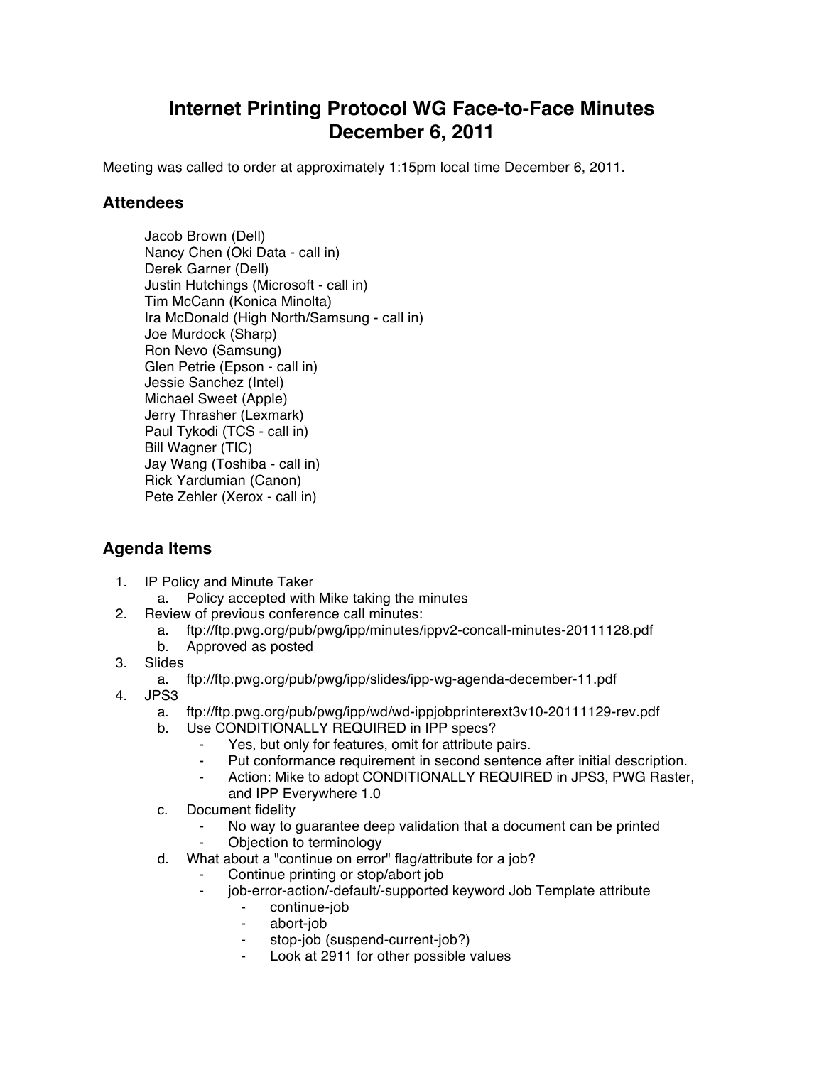# Internet Printing Protocol WG Face-to-Face Minutes
# December 6, 2011

Meeting was called to order at approximately 1:15pm local time December 6, 2011.

## Attendees

Jacob Brown (Dell)
Nancy Chen (Oki Data - call in)
Derek Garner (Dell)
Justin Hutchings (Microsoft - call in)
Tim McCann (Konica Minolta)
Ira McDonald (High North/Samsung - call in)
Joe Murdock (Sharp)
Ron Nevo (Samsung)
Glen Petrie (Epson - call in)
Jessie Sanchez (Intel)
Michael Sweet (Apple)
Jerry Thrasher (Lexmark)
Paul Tykodi (TCS - call in)
Bill Wagner (TIC)
Jay Wang (Toshiba - call in)
Rick Yardumian (Canon)
Pete Zehler (Xerox - call in)

## Agenda Items

1. IP Policy and Minute Taker
   a. Policy accepted with Mike taking the minutes
2. Review of previous conference call minutes:
   a. ftp://ftp.pwg.org/pub/pwg/ipp/minutes/ippv2-concall-minutes-20111128.pdf
   b. Approved as posted
3. Slides
   a. ftp://ftp.pwg.org/pub/pwg/ipp/slides/ipp-wg-agenda-december-11.pdf
4. JPS3
   a. ftp://ftp.pwg.org/pub/pwg/ipp/wd/wd-ippjobprinterext3v10-20111129-rev.pdf
   b. Use CONDITIONALLY REQUIRED in IPP specs?
      - Yes, but only for features, omit for attribute pairs.
      - Put conformance requirement in second sentence after initial description.
      - Action: Mike to adopt CONDITIONALLY REQUIRED in JPS3, PWG Raster, and IPP Everywhere 1.0
   c. Document fidelity
      - No way to guarantee deep validation that a document can be printed
      - Objection to terminology
   d. What about a "continue on error" flag/attribute for a job?
      - Continue printing or stop/abort job
      - job-error-action/-default/-supported keyword Job Template attribute
         - continue-job
         - abort-job
         - stop-job (suspend-current-job?)
         - Look at 2911 for other possible values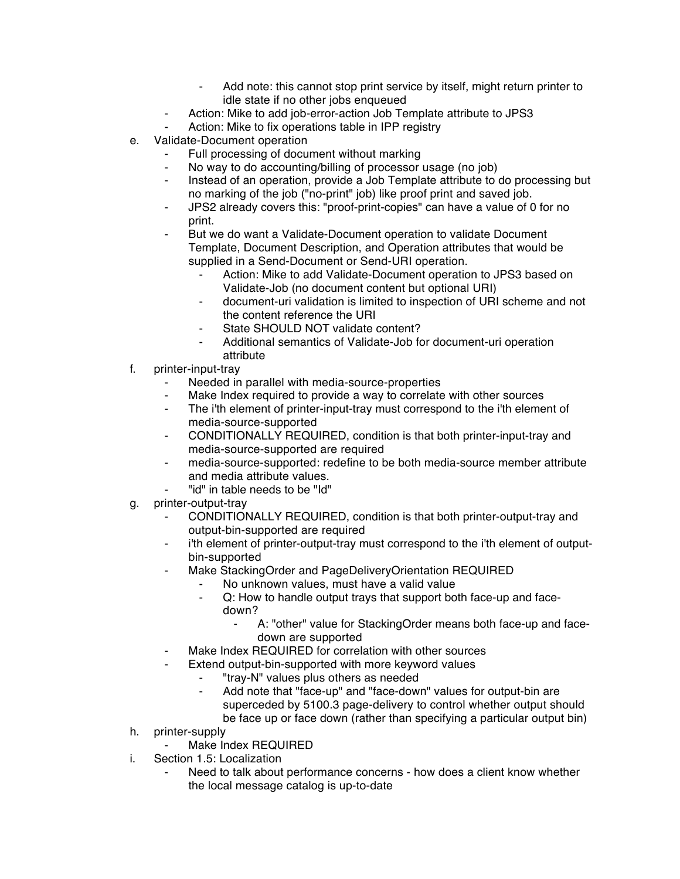- Add note: this cannot stop print service by itself, might return printer to idle state if no other jobs enqueued
    - Action: Mike to add job-error-action Job Template attribute to JPS3
    - Action: Mike to fix operations table in IPP registry

e. Validate-Document operation
    - Full processing of document without marking
    - No way to do accounting/billing of processor usage (no job)
    - Instead of an operation, provide a Job Template attribute to do processing but no marking of the job ("no-print" job) like proof print and saved job.
    - JPS2 already covers this: "proof-print-copies" can have a value of 0 for no print.
    - But we do want a Validate-Document operation to validate Document Template, Document Description, and Operation attributes that would be supplied in a Send-Document or Send-URI operation.
        - Action: Mike to add Validate-Document operation to JPS3 based on Validate-Job (no document content but optional URI)
        - document-uri validation is limited to inspection of URI scheme and not the content reference the URI
        - State SHOULD NOT validate content?
        - Additional semantics of Validate-Job for document-uri operation attribute

f. printer-input-tray
    - Needed in parallel with media-source-properties
    - Make Index required to provide a way to correlate with other sources
    - The i'th element of printer-input-tray must correspond to the i'th element of media-source-supported
    - CONDITIONALLY REQUIRED, condition is that both printer-input-tray and media-source-supported are required
    - media-source-supported: redefine to be both media-source member attribute and media attribute values.
    - "id" in table needs to be "Id"

g. printer-output-tray
    - CONDITIONALLY REQUIRED, condition is that both printer-output-tray and output-bin-supported are required
    - i'th element of printer-output-tray must correspond to the i'th element of output-bin-supported
    - Make StackingOrder and PageDeliveryOrientation REQUIRED
        - No unknown values, must have a valid value
        - Q: How to handle output trays that support both face-up and face-down?
            - A: "other" value for StackingOrder means both face-up and face-down are supported
    - Make Index REQUIRED for correlation with other sources
    - Extend output-bin-supported with more keyword values
        - "tray-N" values plus others as needed
        - Add note that "face-up" and "face-down" values for output-bin are superceded by 5100.3 page-delivery to control whether output should be face up or face down (rather than specifying a particular output bin)

h. printer-supply
    - Make Index REQUIRED

i. Section 1.5: Localization
    - Need to talk about performance concerns - how does a client know whether the local message catalog is up-to-date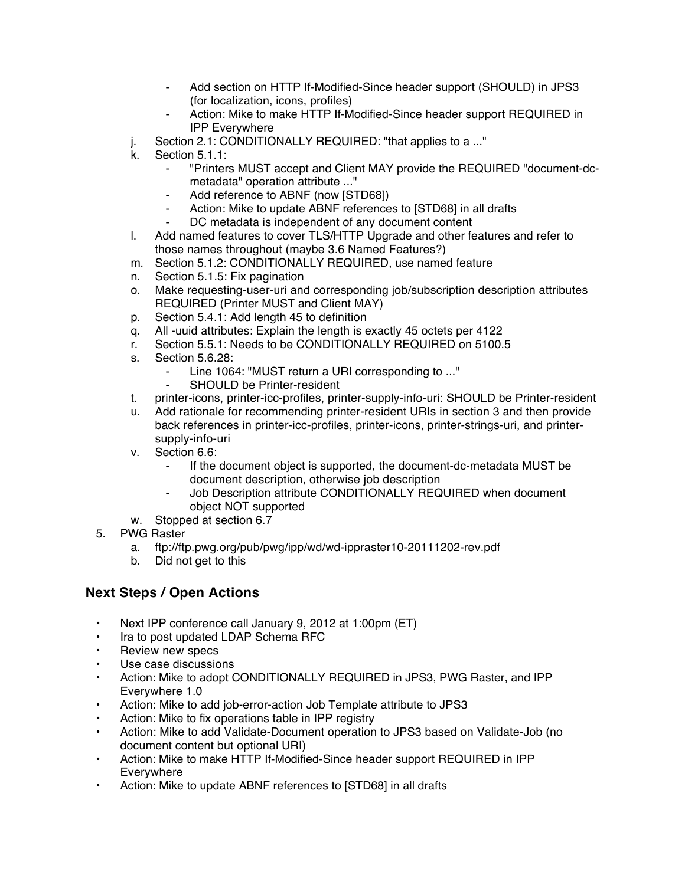- Add section on HTTP If-Modified-Since header support (SHOULD) in JPS3 (for localization, icons, profiles)
    - Action: Mike to make HTTP If-Modified-Since header support REQUIRED in IPP Everywhere
  - j. Section 2.1: CONDITIONALLY REQUIRED: "that applies to a ..."
  - k. Section 5.1.1:
    - "Printers MUST accept and Client MAY provide the REQUIRED "document-dc-metadata" operation attribute ..."
    - Add reference to ABNF (now [STD68])
    - Action: Mike to update ABNF references to [STD68] in all drafts
    - DC metadata is independent of any document content
  - l. Add named features to cover TLS/HTTP Upgrade and other features and refer to those names throughout (maybe 3.6 Named Features?)
  - m. Section 5.1.2: CONDITIONALLY REQUIRED, use named feature
  - n. Section 5.1.5: Fix pagination
  - o. Make requesting-user-uri and corresponding job/subscription description attributes REQUIRED (Printer MUST and Client MAY)
  - p. Section 5.4.1: Add length 45 to definition
  - q. All -uuid attributes: Explain the length is exactly 45 octets per 4122
  - r. Section 5.5.1: Needs to be CONDITIONALLY REQUIRED on 5100.5
  - s. Section 5.6.28:
    - Line 1064: "MUST return a URI corresponding to ..."
    - SHOULD be Printer-resident
  - t. printer-icons, printer-icc-profiles, printer-supply-info-uri: SHOULD be Printer-resident
  - u. Add rationale for recommending printer-resident URIs in section 3 and then provide back references in printer-icc-profiles, printer-icons, printer-strings-uri, and printer-supply-info-uri
  - v. Section 6.6:
    - If the document object is supported, the document-dc-metadata MUST be document description, otherwise job description
    - Job Description attribute CONDITIONALLY REQUIRED when document object NOT supported
  - w. Stopped at section 6.7
5. PWG Raster
  - a. ftp://ftp.pwg.org/pub/pwg/ipp/wd/wd-ippraster10-20111202-rev.pdf
  - b. Did not get to this

## Next Steps / Open Actions

- Next IPP conference call January 9, 2012 at 1:00pm (ET)
- Ira to post updated LDAP Schema RFC
- Review new specs
- Use case discussions
- Action: Mike to adopt CONDITIONALLY REQUIRED in JPS3, PWG Raster, and IPP Everywhere 1.0
- Action: Mike to add job-error-action Job Template attribute to JPS3
- Action: Mike to fix operations table in IPP registry
- Action: Mike to add Validate-Document operation to JPS3 based on Validate-Job (no document content but optional URI)
- Action: Mike to make HTTP If-Modified-Since header support REQUIRED in IPP Everywhere
- Action: Mike to update ABNF references to [STD68] in all drafts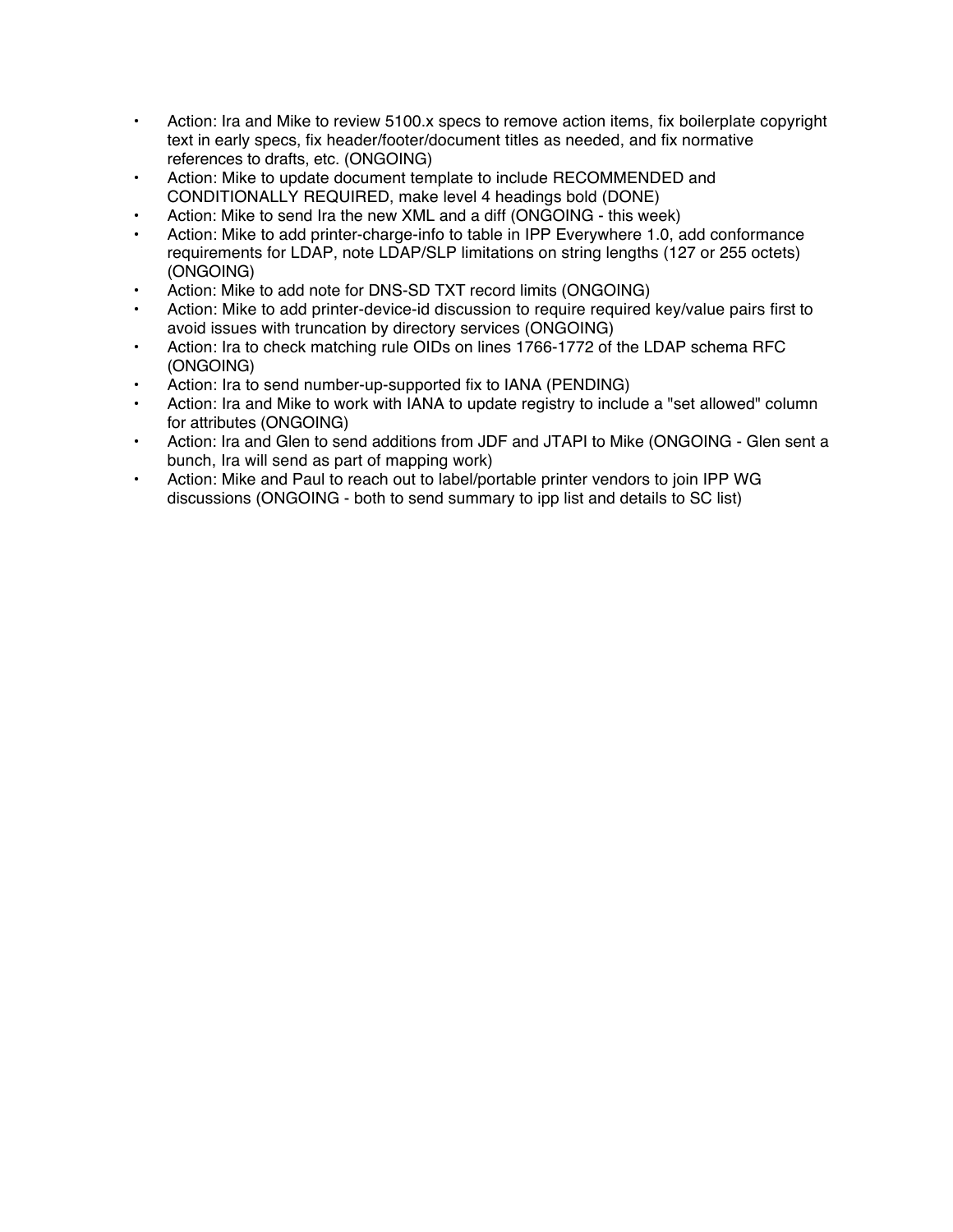- Action: Ira and Mike to review 5100.x specs to remove action items, fix boilerplate copyright text in early specs, fix header/footer/document titles as needed, and fix normative references to drafts, etc. (ONGOING)
- Action: Mike to update document template to include RECOMMENDED and CONDITIONALLY REQUIRED, make level 4 headings bold (DONE)
- Action: Mike to send Ira the new XML and a diff (ONGOING - this week)
- Action: Mike to add printer-charge-info to table in IPP Everywhere 1.0, add conformance requirements for LDAP, note LDAP/SLP limitations on string lengths (127 or 255 octets) (ONGOING)
- Action: Mike to add note for DNS-SD TXT record limits (ONGOING)
- Action: Mike to add printer-device-id discussion to require required key/value pairs first to avoid issues with truncation by directory services (ONGOING)
- Action: Ira to check matching rule OIDs on lines 1766-1772 of the LDAP schema RFC (ONGOING)
- Action: Ira to send number-up-supported fix to IANA (PENDING)
- Action: Ira and Mike to work with IANA to update registry to include a "set allowed" column for attributes (ONGOING)
- Action: Ira and Glen to send additions from JDF and JTAPI to Mike (ONGOING - Glen sent a bunch, Ira will send as part of mapping work)
- Action: Mike and Paul to reach out to label/portable printer vendors to join IPP WG discussions (ONGOING - both to send summary to ipp list and details to SC list)